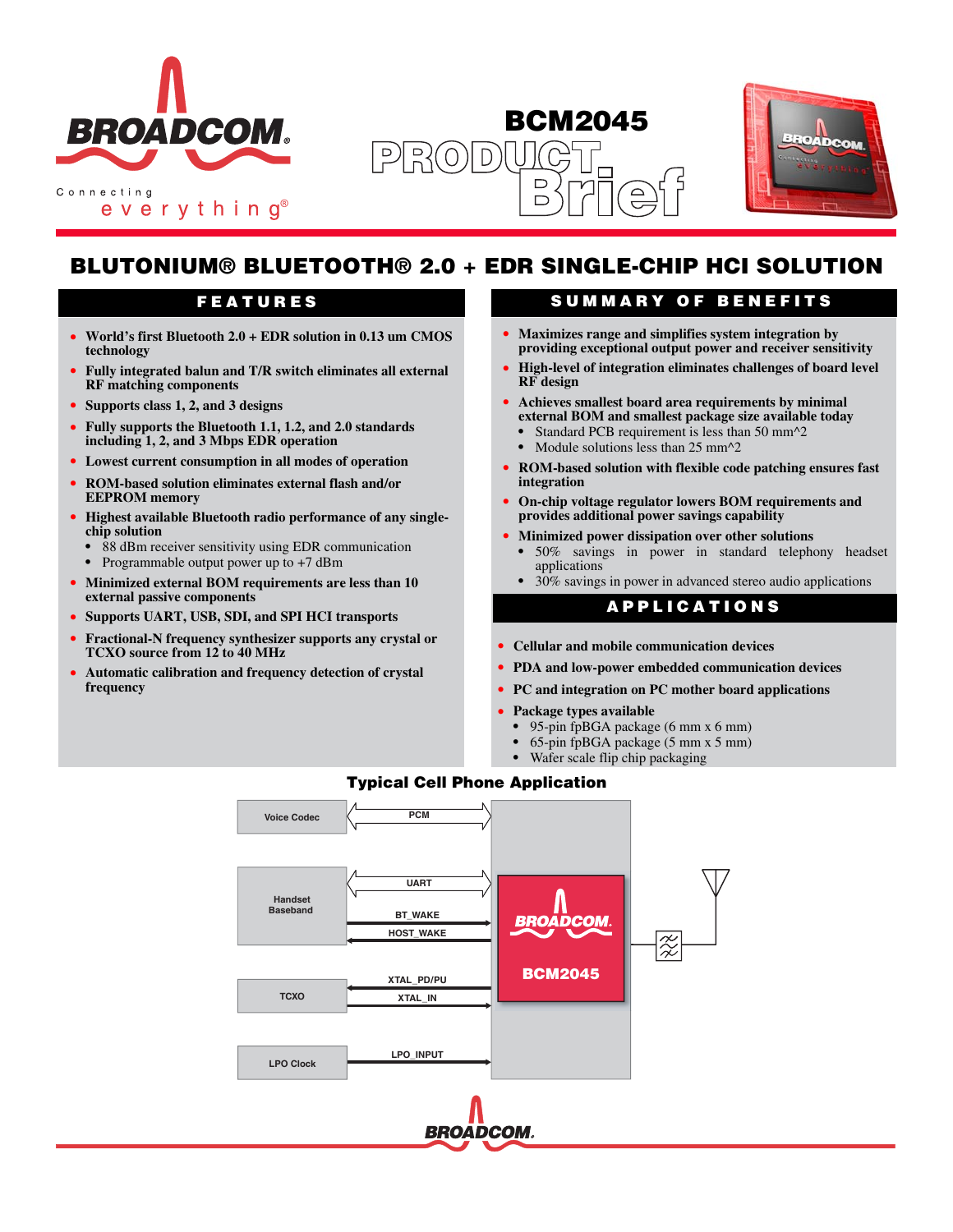# BCM2045 PRODUCT Brief

## BLUTONIUM® BLUETOOTH® 2.0 + EDR SINGLE-CHIP HCI SOLUTION

### FEATURES

- **World's first Bluetooth 2.0 + EDR solution in 0.13 um CMOS technology**
- **Fully integrated balun and T/R switch eliminates all external RF matching components**
- **Supports class 1, 2, and 3 designs**
- **Fully supports the Bluetooth 1.1, 1.2, and 2.0 standards including 1, 2, and 3 Mbps EDR operation**
- **Lowest current consumption in all modes of operation**
- **ROM-based solution eliminates external flash and/or EEPROM memory**
- **Highest available Bluetooth radio performance of any single-chip solution**
  - 88 dBm receiver sensitivity using EDR communication
  - Programmable output power up to +7 dBm
- **Minimized external BOM requirements are less than 10 external passive components**
- **Supports UART, USB, SDI, and SPI HCI transports**
- **Fractional-N frequency synthesizer supports any crystal or TCXO source from 12 to 40 MHz**
- **Automatic calibration and frequency detection of crystal frequency**

### SUMMARY OF BENEFITS

- **Maximizes range and simplifies system integration by providing exceptional output power and receiver sensitivity**
- **High-level of integration eliminates challenges of board level RF design**
- **Achieves smallest board area requirements by minimal external BOM and smallest package size available today**
  - Standard PCB requirement is less than 50 mm^2
  - Module solutions less than 25 mm^2
- **ROM-based solution with flexible code patching ensures fast integration**
- **On-chip voltage regulator lowers BOM requirements and provides additional power savings capability**
- **Minimized power dissipation over other solutions**
  - 50% savings in power in standard telephony headset applications
  - 30% savings in power in advanced stereo audio applications

### APPLICATIONS

- **Cellular and mobile communication devices**
- **PDA and low-power embedded communication devices**
- **PC and integration on PC mother board applications**
- **Package types available**
  - 95-pin fpBGA package (6 mm x 6 mm)
  - 65-pin fpBGA package (5 mm x 5 mm)
  - Wafer scale flip chip packaging

### Typical Cell Phone Application

Voice Codec — PCM — BCM2045
Handset Baseband — UART, BT_WAKE, HOST_WAKE — BCM2045
TCXO — XTAL_PD/PU, XTAL_IN — BCM2045
LPO Clock — LPO_INPUT — BCM2045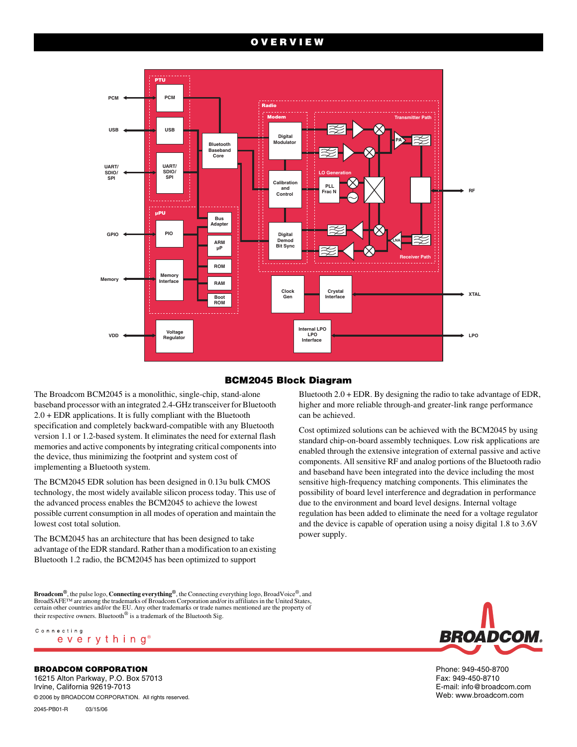## OVERVIEW

PTU

PCM

USB

UART/
SDIO/
SPI

Bluetooth
Baseband
Core

µPU

GPIO

PIO

Bus
Adapter

ARM
µP

ROM

Memory

Memory
Interface

RAM

Boot
ROM

VDD

Voltage
Regulator

Radio

Modem

Digital
Modulator

Calibration
and
Control

Digital
Demod
Bit Sync

Transmitter Path

PA

LO Generation

PLL
Frac N

RF

LNA

Receiver Path

Clock
Gen

Crystal
Interface

XTAL

Internal LPO
LPO
Interface

LPO

**BCM2045 Block Diagram**

The Broadcom BCM2045 is a monolithic, single-chip, stand-alone baseband processor with an integrated 2.4-GHz transceiver for Bluetooth 2.0 + EDR applications. It is fully compliant with the Bluetooth specification and completely backward-compatible with any Bluetooth version 1.1 or 1.2-based system. It eliminates the need for external flash memories and active components by integrating critical components into the device, thus minimizing the footprint and system cost of implementing a Bluetooth system.

The BCM2045 EDR solution has been designed in 0.13u bulk CMOS technology, the most widely available silicon process today. This use of the advanced process enables the BCM2045 to achieve the lowest possible current consumption in all modes of operation and maintain the lowest cost total solution.

The BCM2045 has an architecture that has been designed to take advantage of the EDR standard. Rather than a modification to an existing Bluetooth 1.2 radio, the BCM2045 has been optimized to support Bluetooth 2.0 + EDR. By designing the radio to take advantage of EDR, higher and more reliable through-and greater-link range performance can be achieved.

Cost optimized solutions can be achieved with the BCM2045 by using standard chip-on-board assembly techniques. Low risk applications are enabled through the extensive integration of external passive and active components. All sensitive RF and analog portions of the Bluetooth radio and baseband have been integrated into the device including the most sensitive high-frequency matching components. This eliminates the possibility of board level interference and degradation in performance due to the environment and board level designs. Internal voltage regulation has been added to eliminate the need for a voltage regulator and the device is capable of operation using a noisy digital 1.8 to 3.6V power supply.

**Broadcom**®, the pulse logo, **Connecting everything**®, the Connecting everything logo, BroadVoice®, and BroadSAFE™ are among the trademarks of Broadcom Corporation and/or its affiliates in the United States, certain other countries and/or the EU. Any other trademarks or trade names mentioned are the property of their respective owners. Bluetooth® is a trademark of the Bluetooth Sig.

Connecting
everything®

BROADCOM®

**BROADCOM CORPORATION**
16215 Alton Parkway, P.O. Box 57013
Irvine, California 92619-7013
© 2006 by BROADCOM CORPORATION. All rights reserved.

2045-PB01-R 03/15/06

Phone: 949-450-8700
Fax: 949-450-8710
E-mail: info@broadcom.com
Web: www.broadcom.com